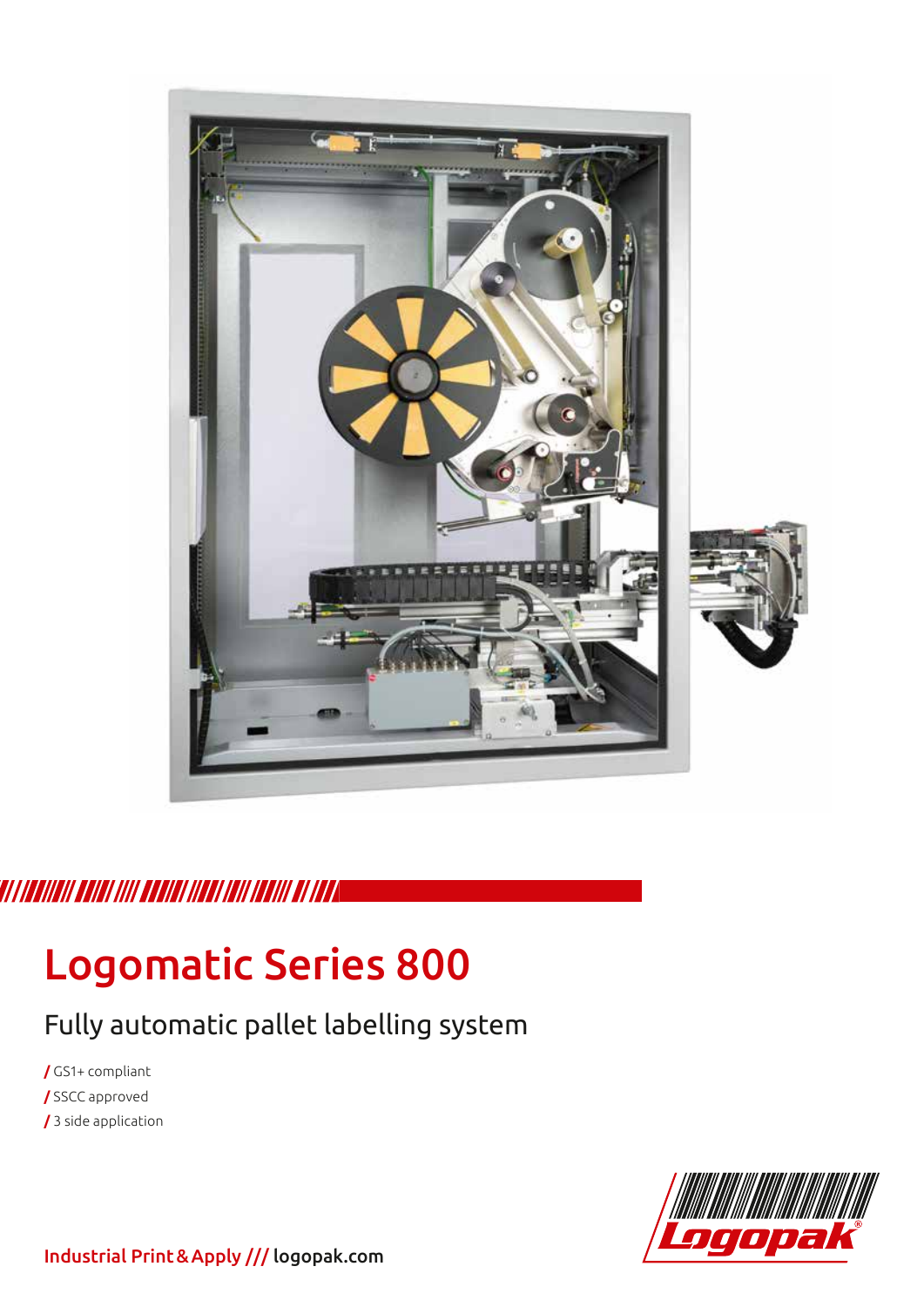# Logomatic Series 800

## Fully automatic pallet labelling system

- / GS1+ compliant
- / SSCC approved
- / 3 side application

Industrial Print & Apply /// logopak.com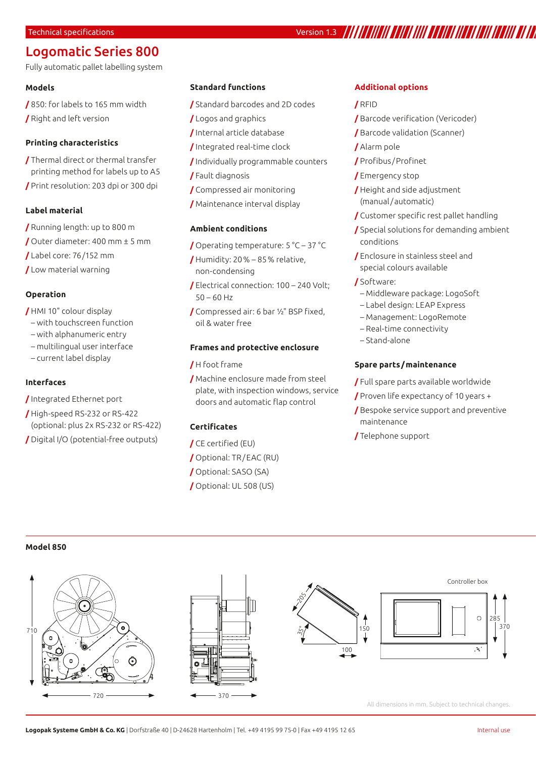Technical specifications — Version 1.3

# Logomatic Series 800

Fully automatic pallet labelling system

### Models

- 850: for labels to 165 mm width
- Right and left version

### Printing characteristics

- Thermal direct or thermal transfer printing method for labels up to A5
- Print resolution: 203 dpi or 300 dpi

### Label material

- Running length: up to 800 m
- Outer diameter: 400 mm ± 5 mm
- Label core: 76/152 mm
- Low material warning

### Operation

- HMI 10" colour display
  - with touchscreen function
  - with alphanumeric entry
  - multilingual user interface
  - current label display

### Interfaces

- Integrated Ethernet port
- High-speed RS-232 or RS-422 (optional: plus 2x RS-232 or RS-422)
- Digital I/O (potential-free outputs)

### Standard functions

- Standard barcodes and 2D codes
- Logos and graphics
- Internal article database
- Integrated real-time clock
- Individually programmable counters
- Fault diagnosis
- Compressed air monitoring
- Maintenance interval display

### Ambient conditions

- Operating temperature: 5 °C – 37 °C
- Humidity: 20 % – 85 % relative, non-condensing
- Electrical connection: 100 – 240 Volt; 50 – 60 Hz
- Compressed air: 6 bar ½" BSP fixed, oil & water free

### Frames and protective enclosure

- H foot frame
- Machine enclosure made from steel plate, with inspection windows, service doors and automatic flap control

### Certificates

- CE certified (EU)
- Optional: TR/EAC (RU)
- Optional: SASO (SA)
- Optional: UL 508 (US)

### Additional options

- RFID
- Barcode verification (Vericoder)
- Barcode validation (Scanner)
- Alarm pole
- Profibus/Profinet
- Emergency stop
- Height and side adjustment (manual/automatic)
- Customer specific rest pallet handling
- Special solutions for demanding ambient conditions
- Enclosure in stainless steel and special colours available
- Software:
  - Middleware package: LogoSoft
  - Label design: LEAP Express
  - Management: LogoRemote
  - Real-time connectivity
  - Stand-alone

### Spare parts/maintenance

- Full spare parts available worldwide
- Proven life expectancy of 10 years +
- Bespoke service support and preventive maintenance
- Telephone support

### Model 850

710

720

370

205

35°

150

100

Controller box

285

370

All dimensions in mm. Subject to technical changes.

**Logopak Systeme GmbH & Co. KG** | Dorfstraße 40 | D-24628 Hartenholm | Tel. +49 4195 99 75-0 | Fax +49 4195 12 65

Internal use